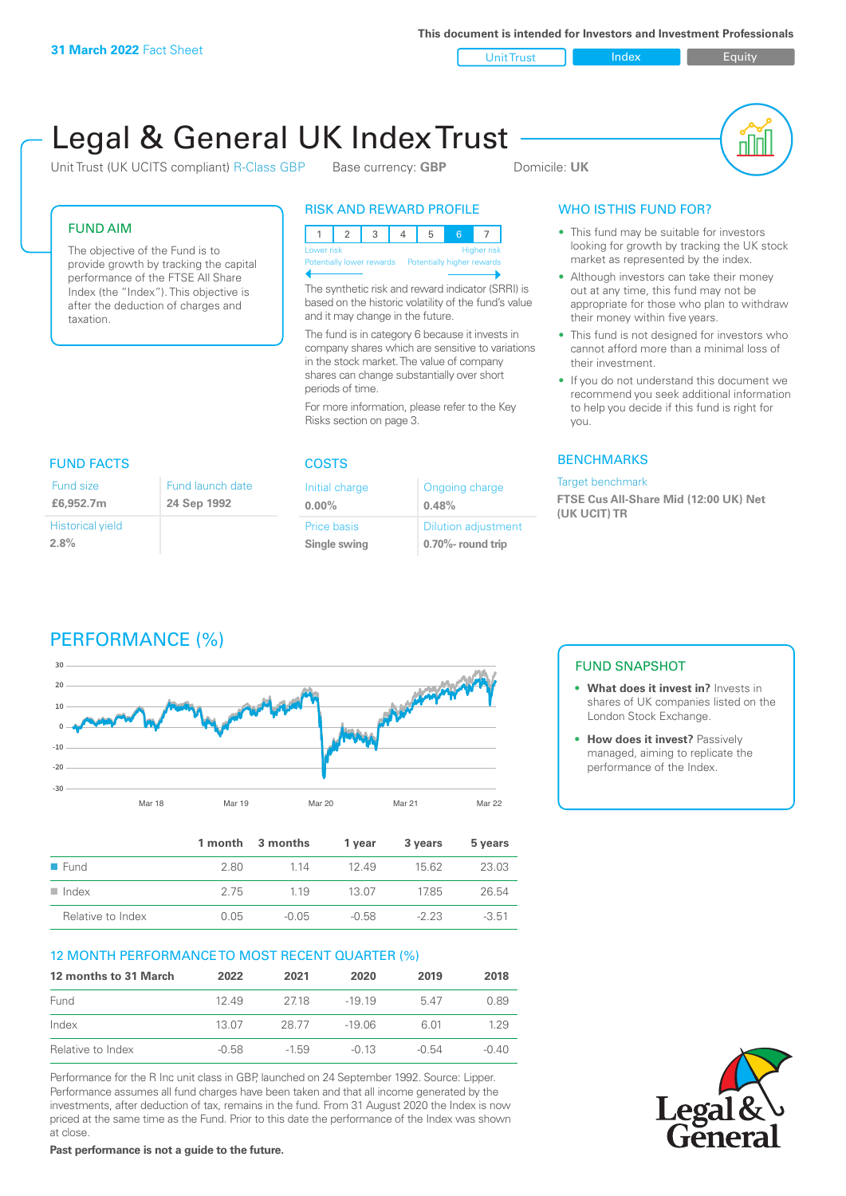**31 March 2022** Fact Sheet

This document is intended for Investors and Investment Professionals

Unit Trust | Index | Equity

# Legal & General UK Index Trust

Unit Trust (UK UCITS compliant) R-Class GBP    Base currency: **GBP**    Domicile: **UK**

## FUND AIM

The objective of the Fund is to provide growth by tracking the capital performance of the FTSE All Share Index (the "Index"). This objective is after the deduction of charges and taxation.

## RISK AND REWARD PROFILE

| 1 | 2 | 3 | 4 | 5 | 6 | 7 |
|---|---|---|---|---|---|---|

Lower risk — Potentially lower rewards | Higher risk — Potentially higher rewards

The synthetic risk and reward indicator (SRRI) is based on the historic volatility of the fund's value and it may change in the future.

The fund is in category 6 because it invests in company shares which are sensitive to variations in the stock market. The value of company shares can change substantially over short periods of time.

For more information, please refer to the Key Risks section on page 3.

## WHO IS THIS FUND FOR?

- This fund may be suitable for investors looking for growth by tracking the UK stock market as represented by the index.
- Although investors can take their money out at any time, this fund may not be appropriate for those who plan to withdraw their money within five years.
- This fund is not designed for investors who cannot afford more than a minimal loss of their investment.
- If you do not understand this document we recommend you seek additional information to help you decide if this fund is right for you.

## FUND FACTS

| Fund size | Fund launch date |
|---|---|
| **£6,952.7m** | **24 Sep 1992** |
| **Historical yield** | |
| **2.8%** | |

## COSTS

| Initial charge | Ongoing charge |
|---|---|
| **0.00%** | **0.48%** |
| **Price basis** | **Dilution adjustment** |
| **Single swing** | **0.70%- round trip** |

## BENCHMARKS

Target benchmark

**FTSE Cus All-Share Mid (12:00 UK) Net (UK UCIT) TR**

## PERFORMANCE (%)

|  | 1 month | 3 months | 1 year | 3 years | 5 years |
|---|---|---|---|---|---|
| Fund | 2.80 | 1.14 | 12.49 | 15.62 | 23.03 |
| Index | 2.75 | 1.19 | 13.07 | 17.85 | 26.54 |
| Relative to Index | 0.05 | -0.05 | -0.58 | -2.23 | -3.51 |

## FUND SNAPSHOT

- **What does it invest in?** Invests in shares of UK companies listed on the London Stock Exchange.
- **How does it invest?** Passively managed, aiming to replicate the performance of the Index.

## 12 MONTH PERFORMANCE TO MOST RECENT QUARTER (%)

| 12 months to 31 March | 2022 | 2021 | 2020 | 2019 | 2018 |
|---|---|---|---|---|---|
| Fund | 12.49 | 27.18 | -19.19 | 5.47 | 0.89 |
| Index | 13.07 | 28.77 | -19.06 | 6.01 | 1.29 |
| Relative to Index | -0.58 | -1.59 | -0.13 | -0.54 | -0.40 |

Performance for the R Inc unit class in GBP, launched on 24 September 1992. Source: Lipper. Performance assumes all fund charges have been taken and that all income generated by the investments, after deduction of tax, remains in the fund. From 31 August 2020 the Index is now priced at the same time as the Fund. Prior to this date the performance of the Index was shown at close.

**Past performance is not a guide to the future.**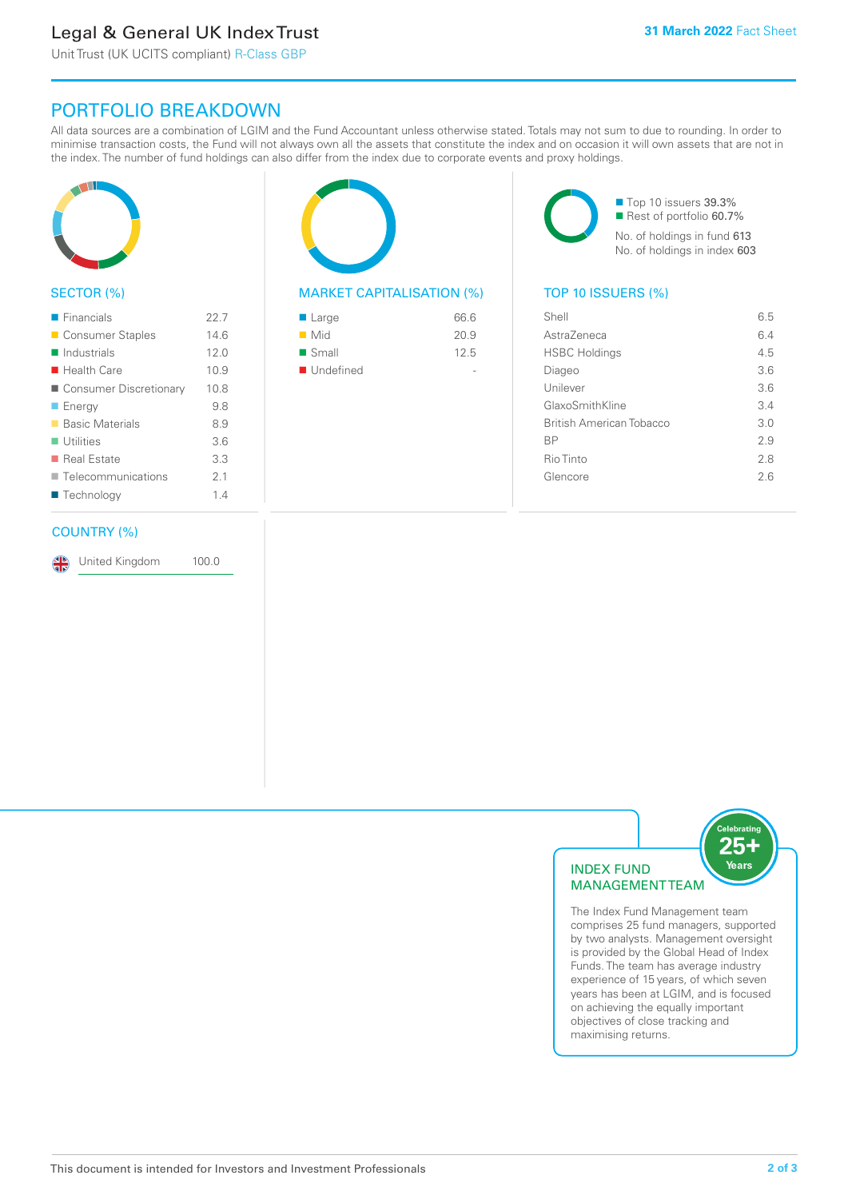# Legal & General UK Index Trust

Unit Trust (UK UCITS compliant) R-Class GBP

**31 March 2022** Fact Sheet

## PORTFOLIO BREAKDOWN

All data sources are a combination of LGIM and the Fund Accountant unless otherwise stated. Totals may not sum to due to rounding. In order to minimise transaction costs, the Fund will not always own all the assets that constitute the index and on occasion it will own assets that are not in the index. The number of fund holdings can also differ from the index due to corporate events and proxy holdings.

### SECTOR (%)

| Sector | % |
|---|---|
| Financials | 22.7 |
| Consumer Staples | 14.6 |
| Industrials | 12.0 |
| Health Care | 10.9 |
| Consumer Discretionary | 10.8 |
| Energy | 9.8 |
| Basic Materials | 8.9 |
| Utilities | 3.6 |
| Real Estate | 3.3 |
| Telecommunications | 2.1 |
| Technology | 1.4 |

### MARKET CAPITALISATION (%)

| Market Capitalisation | % |
|---|---|
| Large | 66.6 |
| Mid | 20.9 |
| Small | 12.5 |
| Undefined | - |

- Top 10 issuers **39.3%**
- Rest of portfolio **60.7%**

No. of holdings in fund **613**
No. of holdings in index **603**

### TOP 10 ISSUERS (%)

| Issuer | % |
|---|---|
| Shell | 6.5 |
| AstraZeneca | 6.4 |
| HSBC Holdings | 4.5 |
| Diageo | 3.6 |
| Unilever | 3.6 |
| GlaxoSmithKline | 3.4 |
| British American Tobacco | 3.0 |
| BP | 2.9 |
| Rio Tinto | 2.8 |
| Glencore | 2.6 |

### COUNTRY (%)

| Country | % |
|---|---|
| United Kingdom | 100.0 |

### INDEX FUND MANAGEMENT TEAM

Celebrating 25+ Years

The Index Fund Management team comprises 25 fund managers, supported by two analysts. Management oversight is provided by the Global Head of Index Funds. The team has average industry experience of 15 years, of which seven years has been at LGIM, and is focused on achieving the equally important objectives of close tracking and maximising returns.

This document is intended for Investors and Investment Professionals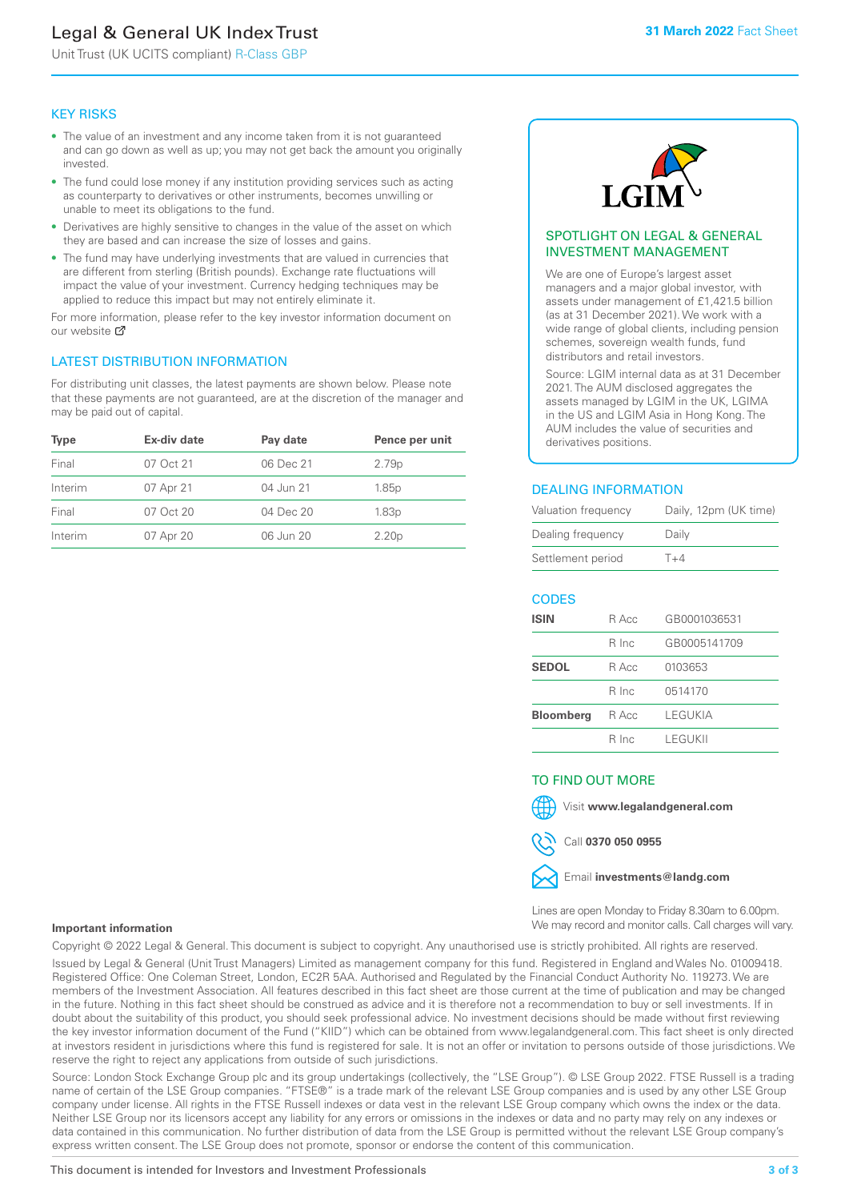# Legal & General UK Index Trust

Unit Trust (UK UCITS compliant) R-Class GBP

31 March 2022 Fact Sheet

## KEY RISKS

- The value of an investment and any income taken from it is not guaranteed and can go down as well as up; you may not get back the amount you originally invested.
- The fund could lose money if any institution providing services such as acting as counterparty to derivatives or other instruments, becomes unwilling or unable to meet its obligations to the fund.
- Derivatives are highly sensitive to changes in the value of the asset on which they are based and can increase the size of losses and gains.
- The fund may have underlying investments that are valued in currencies that are different from sterling (British pounds). Exchange rate fluctuations will impact the value of your investment. Currency hedging techniques may be applied to reduce this impact but may not entirely eliminate it.

For more information, please refer to the key investor information document on our website

## LATEST DISTRIBUTION INFORMATION

For distributing unit classes, the latest payments are shown below. Please note that these payments are not guaranteed, are at the discretion of the manager and may be paid out of capital.

| Type | Ex-div date | Pay date | Pence per unit |
|---|---|---|---|
| Final | 07 Oct 21 | 06 Dec 21 | 2.79p |
| Interim | 07 Apr 21 | 04 Jun 21 | 1.85p |
| Final | 07 Oct 20 | 04 Dec 20 | 1.83p |
| Interim | 07 Apr 20 | 06 Jun 20 | 2.20p |

LGIM

## SPOTLIGHT ON LEGAL & GENERAL INVESTMENT MANAGEMENT

We are one of Europe's largest asset managers and a major global investor, with assets under management of £1,421.5 billion (as at 31 December 2021). We work with a wide range of global clients, including pension schemes, sovereign wealth funds, fund distributors and retail investors.

Source: LGIM internal data as at 31 December 2021. The AUM disclosed aggregates the assets managed by LGIM in the UK, LGIMA in the US and LGIM Asia in Hong Kong. The AUM includes the value of securities and derivatives positions.

## DEALING INFORMATION

| | |
|---|---|
| Valuation frequency | Daily, 12pm (UK time) |
| Dealing frequency | Daily |
| Settlement period | T+4 |

## CODES

| | | |
|---|---|---|
| **ISIN** | R Acc | GB0001036531 |
| | R Inc | GB0005141709 |
| **SEDOL** | R Acc | 0103653 |
| | R Inc | 0514170 |
| **Bloomberg** | R Acc | LEGUKIA |
| | R Inc | LEGUKII |

## TO FIND OUT MORE

Visit **www.legalandgeneral.com**

Call **0370 050 0955**

Email **investments@landg.com**

Lines are open Monday to Friday 8.30am to 6.00pm. We may record and monitor calls. Call charges will vary.

**Important information**

Copyright © 2022 Legal & General. This document is subject to copyright. Any unauthorised use is strictly prohibited. All rights are reserved.

Issued by Legal & General (Unit Trust Managers) Limited as management company for this fund. Registered in England and Wales No. 01009418. Registered Office: One Coleman Street, London, EC2R 5AA. Authorised and Regulated by the Financial Conduct Authority No. 119273. We are members of the Investment Association. All features described in this fact sheet are those current at the time of publication and may be changed in the future. Nothing in this fact sheet should be construed as advice and it is therefore not a recommendation to buy or sell investments. If in doubt about the suitability of this product, you should seek professional advice. No investment decisions should be made without first reviewing the key investor information document of the Fund ("KIID") which can be obtained from www.legalandgeneral.com. This fact sheet is only directed at investors resident in jurisdictions where this fund is registered for sale. It is not an offer or invitation to persons outside of those jurisdictions. We reserve the right to reject any applications from outside of such jurisdictions.

Source: London Stock Exchange Group plc and its group undertakings (collectively, the "LSE Group"). © LSE Group 2022. FTSE Russell is a trading name of certain of the LSE Group companies. "FTSE®" is a trade mark of the relevant LSE Group companies and is used by any other LSE Group company under license. All rights in the FTSE Russell indexes or data vest in the relevant LSE Group company which owns the index or the data. Neither LSE Group nor its licensors accept any liability for any errors or omissions in the indexes or data and no party may rely on any indexes or data contained in this communication. No further distribution of data from the LSE Group is permitted without the relevant LSE Group company's express written consent. The LSE Group does not promote, sponsor or endorse the content of this communication.

This document is intended for Investors and Investment Professionals